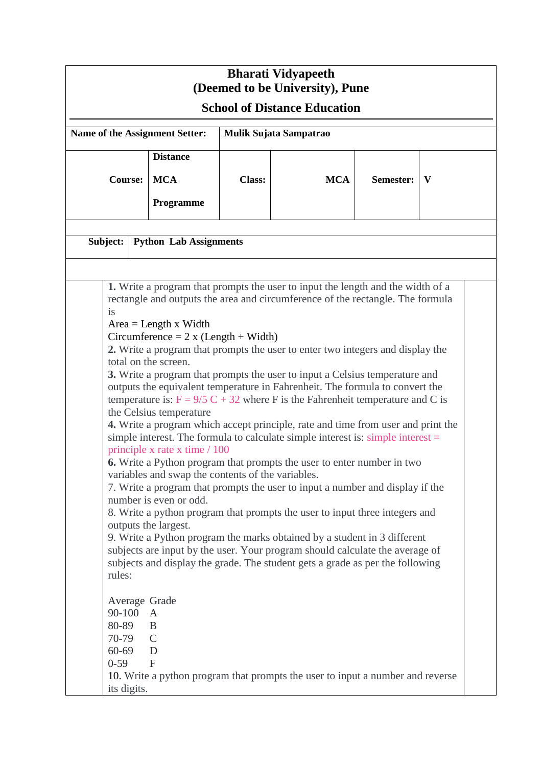# Bharati Vidyapeeth
# (Deemed to be University), Pune
## School of Distance Education

| **Name of the Assignment Setter:** | **Mulik Sujata Sampatrao** | | | | |
|---|---|---|---|---|---|
| **Course:** | **Distance MCA Programme** | **Class:** | **MCA** | **Semester:** | **V** |

| **Subject:** | **Python Lab Assignments** |
|---|---|

**1.** Write a program that prompts the user to input the length and the width of a rectangle and outputs the area and circumference of the rectangle. The formula is
Area = Length x Width
Circumference = 2 x (Length + Width)

**2.** Write a program that prompts the user to enter two integers and display the total on the screen.

**3.** Write a program that prompts the user to input a Celsius temperature and outputs the equivalent temperature in Fahrenheit. The formula to convert the temperature is: F = 9/5 C + 32 where F is the Fahrenheit temperature and C is the Celsius temperature

**4.** Write a program which accept principle, rate and time from user and print the simple interest. The formula to calculate simple interest is: simple interest = principle x rate x time / 100

**6.** Write a Python program that prompts the user to enter number in two variables and swap the contents of the variables.

7. Write a program that prompts the user to input a number and display if the number is even or odd.

8. Write a python program that prompts the user to input three integers and outputs the largest.

9. Write a Python program the marks obtained by a student in 3 different subjects are input by the user. Your program should calculate the average of subjects and display the grade. The student gets a grade as per the following rules:

| Average | Grade |
|---|---|
| 90-100 | A |
| 80-89 | B |
| 70-79 | C |
| 60-69 | D |
| 0-59 | F |

10. Write a python program that prompts the user to input a number and reverse its digits.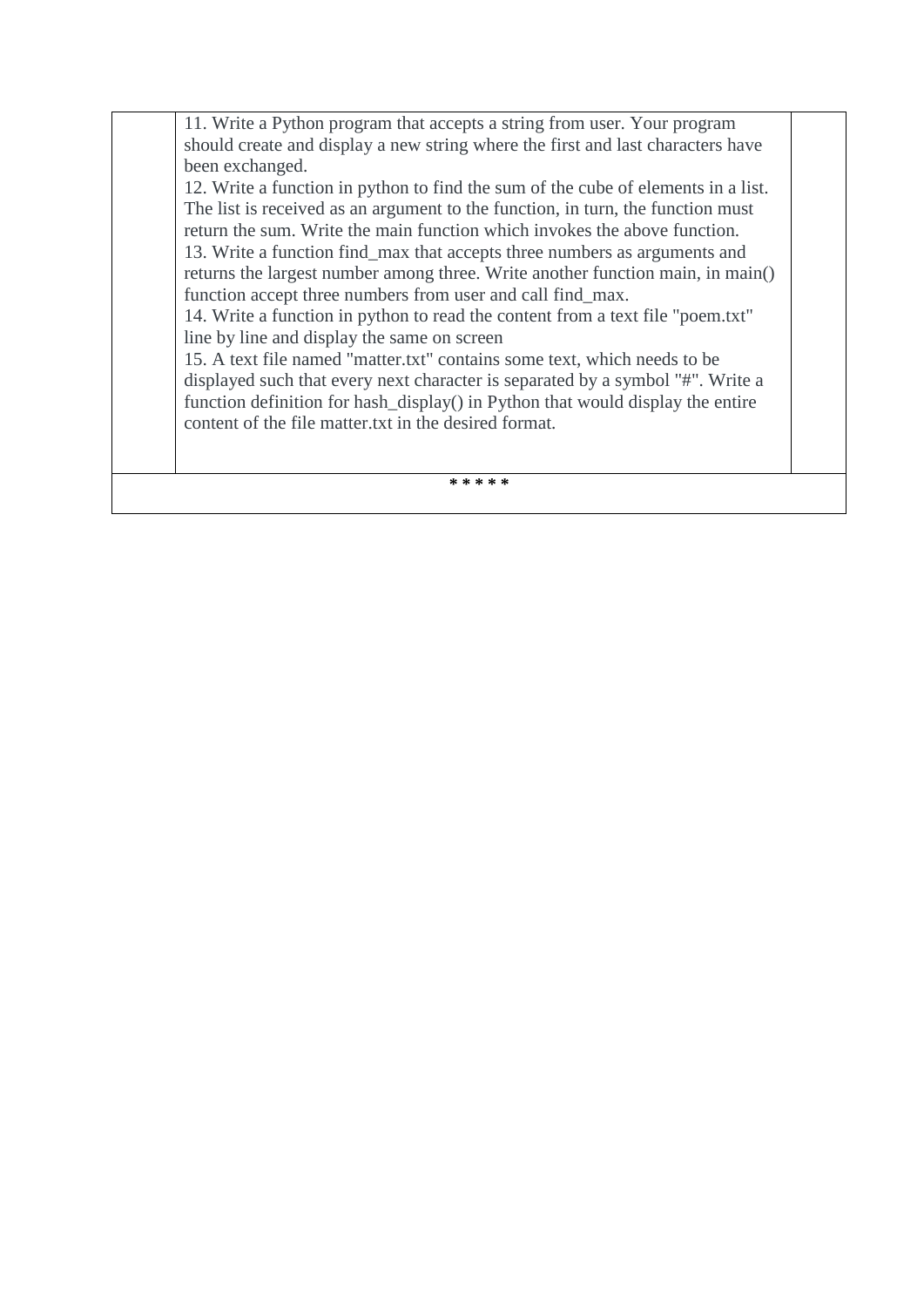| | | |
|---|---|---|
| | 11. Write a Python program that accepts a string from user. Your program should create and display a new string where the first and last characters have been exchanged.<br>12. Write a function in python to find the sum of the cube of elements in a list. The list is received as an argument to the function, in turn, the function must return the sum. Write the main function which invokes the above function.<br>13. Write a function find_max that accepts three numbers as arguments and returns the largest number among three. Write another function main, in main() function accept three numbers from user and call find_max.<br>14. Write a function in python to read the content from a text file "poem.txt" line by line and display the same on screen<br>15. A text file named "matter.txt" contains some text, which needs to be displayed such that every next character is separated by a symbol "#". Write a function definition for hash_display() in Python that would display the entire content of the file matter.txt in the desired format. | |
| | * * * * * | |